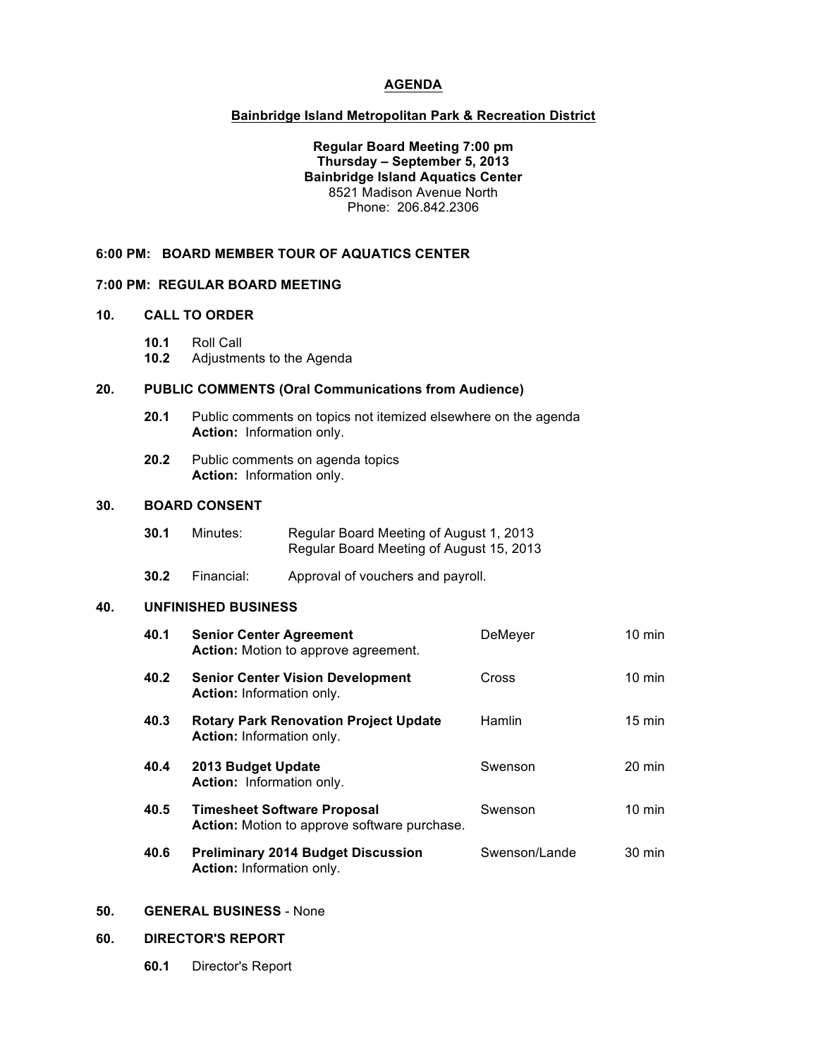# AGENDA

## Bainbridge Island Metropolitan Park & Recreation District

**Regular Board Meeting 7:00 pm**
**Thursday – September 5, 2013**
**Bainbridge Island Aquatics Center**
8521 Madison Avenue North
Phone: 206.842.2306

### 6:00 PM: BOARD MEMBER TOUR OF AQUATICS CENTER

### 7:00 PM: REGULAR BOARD MEETING

### 10. CALL TO ORDER

**10.1** Roll Call
**10.2** Adjustments to the Agenda

### 20. PUBLIC COMMENTS (Oral Communications from Audience)

**20.1** Public comments on topics not itemized elsewhere on the agenda
**Action:** Information only.

**20.2** Public comments on agenda topics
**Action:** Information only.

### 30. BOARD CONSENT

**30.1** Minutes: Regular Board Meeting of August 1, 2013
Regular Board Meeting of August 15, 2013

**30.2** Financial: Approval of vouchers and payroll.

### 40. UNFINISHED BUSINESS

| | | | |
|---|---|---|---|
| **40.1** | **Senior Center Agreement**<br>**Action:** Motion to approve agreement. | DeMeyer | 10 min |
| **40.2** | **Senior Center Vision Development**<br>**Action:** Information only. | Cross | 10 min |
| **40.3** | **Rotary Park Renovation Project Update**<br>**Action:** Information only. | Hamlin | 15 min |
| **40.4** | **2013 Budget Update**<br>**Action:** Information only. | Swenson | 20 min |
| **40.5** | **Timesheet Software Proposal**<br>**Action:** Motion to approve software purchase. | Swenson | 10 min |
| **40.6** | **Preliminary 2014 Budget Discussion**<br>**Action:** Information only. | Swenson/Lande | 30 min |

### 50. GENERAL BUSINESS - None

### 60. DIRECTOR'S REPORT

**60.1** Director's Report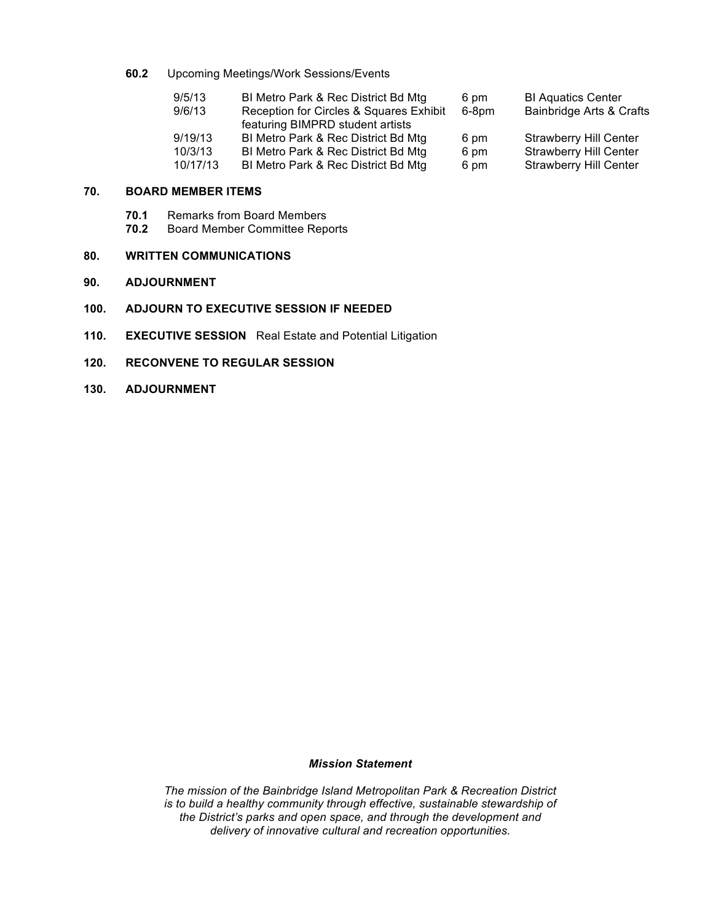**60.2** Upcoming Meetings/Work Sessions/Events

| | | | |
|---|---|---|---|
| 9/5/13 | BI Metro Park & Rec District Bd Mtg | 6 pm | BI Aquatics Center |
| 9/6/13 | Reception for Circles & Squares Exhibit featuring BIMPRD student artists | 6-8pm | Bainbridge Arts & Crafts |
| 9/19/13 | BI Metro Park & Rec District Bd Mtg | 6 pm | Strawberry Hill Center |
| 10/3/13 | BI Metro Park & Rec District Bd Mtg | 6 pm | Strawberry Hill Center |
| 10/17/13 | BI Metro Park & Rec District Bd Mtg | 6 pm | Strawberry Hill Center |

**70. BOARD MEMBER ITEMS**

**70.1** Remarks from Board Members
**70.2** Board Member Committee Reports

**80. WRITTEN COMMUNICATIONS**

**90. ADJOURNMENT**

**100. ADJOURN TO EXECUTIVE SESSION IF NEEDED**

**110. EXECUTIVE SESSION** Real Estate and Potential Litigation

**120. RECONVENE TO REGULAR SESSION**

**130. ADJOURNMENT**

***Mission Statement***

*The mission of the Bainbridge Island Metropolitan Park & Recreation District is to build a healthy community through effective, sustainable stewardship of the District's parks and open space, and through the development and delivery of innovative cultural and recreation opportunities.*